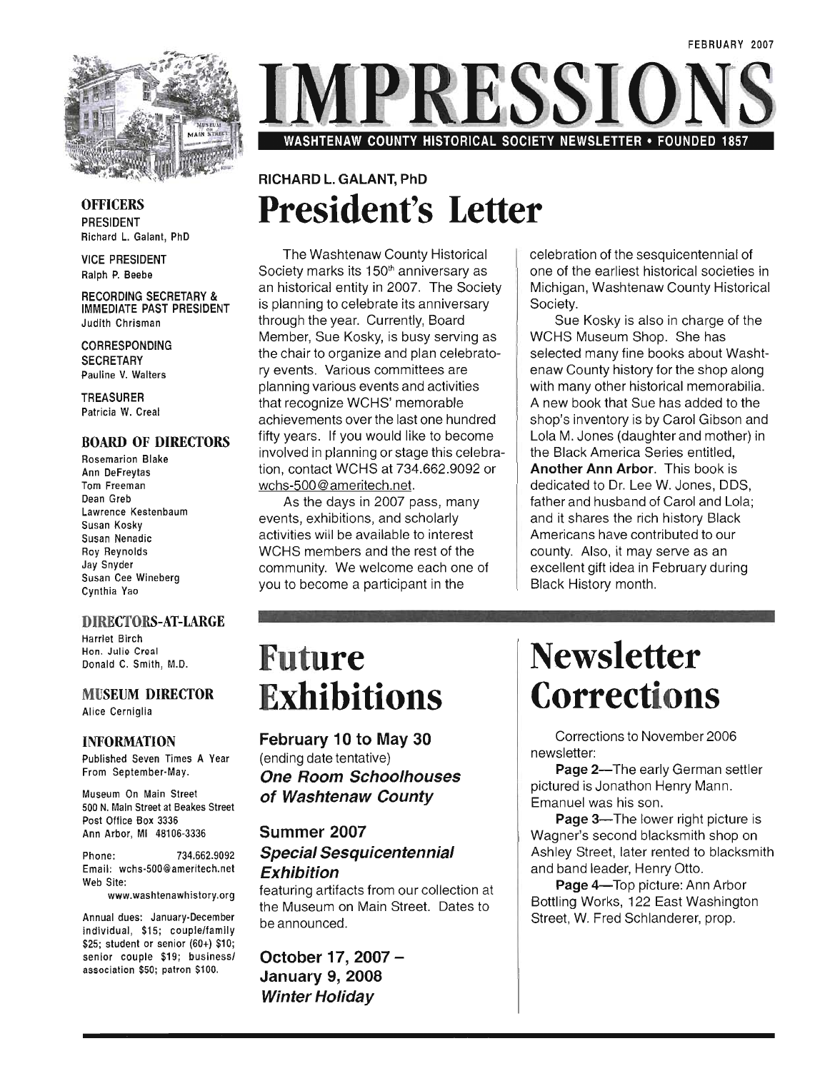FEBRUARY 2007

# IMPRESSIONS

WASHTENAW COUNTY HISTORICAL SOCIETY NEWSLETTER • FOUNDED 1857

**OFFICERS**

PRESIDENT
Richard L. Galant, PhD

VICE PRESIDENT
Ralph P. Beebe

RECORDING SECRETARY & IMMEDIATE PAST PRESIDENT
Judith Chrisman

CORRESPONDING SECRETARY
Pauline V. Walters

TREASURER
Patricia W. Creal

**BOARD OF DIRECTORS**

Rosemarion Blake
Ann DeFreytas
Tom Freeman
Dean Greb
Lawrence Kestenbaum
Susan Kosky
Susan Nenadic
Roy Reynolds
Jay Snyder
Susan Cee Wineberg
Cynthia Yao

**DIRECTORS-AT-LARGE**

Harriet Birch
Hon. Julie Creal
Donald C. Smith, M.D.

**MUSEUM DIRECTOR**

Alice Cerniglia

**INFORMATION**

Published Seven Times A Year From September-May.

Museum On Main Street
500 N. Main Street at Beakes Street
Post Office Box 3336
Ann Arbor, MI 48106-3336

Phone: 734.662.9092
Email: wchs-500@ameritech.net
Web Site: www.washtenawhistory.org

Annual dues: January-December individual, $15; couple/family $25; student or senior (60+) $10; senior couple $19; business/association $50; patron $100.

RICHARD L. GALANT, PhD

# President's Letter

The Washtenaw County Historical Society marks its 150th anniversary as an historical entity in 2007. The Society is planning to celebrate its anniversary through the year. Currently, Board Member, Sue Kosky, is busy serving as the chair to organize and plan celebratory events. Various committees are planning various events and activities that recognize WCHS' memorable achievements over the last one hundred fifty years. If you would like to become involved in planning or stage this celebration, contact WCHS at 734.662.9092 or wchs-500@ameritech.net.

As the days in 2007 pass, many events, exhibitions, and scholarly activities will be available to interest WCHS members and the rest of the community. We welcome each one of you to become a participant in the celebration of the sesquicentennial of one of the earliest historical societies in Michigan, Washtenaw County Historical Society.

Sue Kosky is also in charge of the WCHS Museum Shop. She has selected many fine books about Washtenaw County history for the shop along with many other historical memorabilia. A new book that Sue has added to the shop's inventory is by Carol Gibson and Lola M. Jones (daughter and mother) in the Black America Series entitled, **Another Ann Arbor**. This book is dedicated to Dr. Lee W. Jones, DDS, father and husband of Carol and Lola; and it shares the rich history Black Americans have contributed to our county. Also, it may serve as an excellent gift idea in February during Black History month.

# Future Exhibitions

**February 10 to May 30**
(ending date tentative)
***One Room Schoolhouses of Washtenaw County***

**Summer 2007**
***Special Sesquicentennial Exhibition***
featuring artifacts from our collection at the Museum on Main Street. Dates to be announced.

**October 17, 2007 – January 9, 2008**
***Winter Holiday***

# Newsletter Corrections

Corrections to November 2006 newsletter:

**Page 2**—The early German settler pictured is Jonathon Henry Mann. Emanuel was his son.

**Page 3**—The lower right picture is Wagner's second blacksmith shop on Ashley Street, later rented to blacksmith and band leader, Henry Otto.

**Page 4**—Top picture: Ann Arbor Bottling Works, 122 East Washington Street, W. Fred Schlanderer, prop.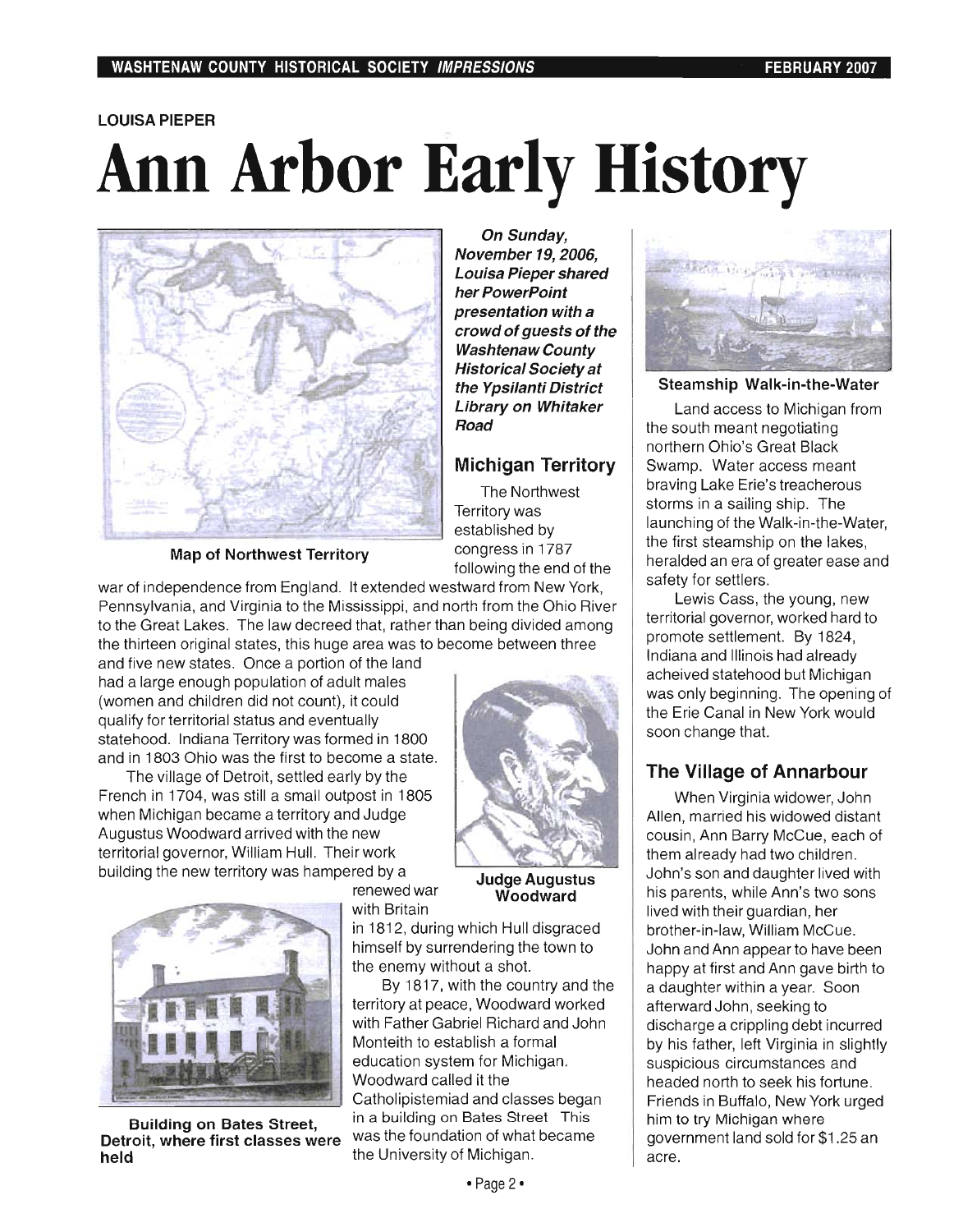LOUISA PIEPER

# Ann Arbor Early History

Map of Northwest Territory

***On Sunday, November 19, 2006, Louisa Pieper shared her PowerPoint presentation with a crowd of guests of the Washtenaw County Historical Society at the Ypsilanti District Library on Whitaker Road***

## Michigan Territory

The Northwest Territory was established by congress in 1787 following the end of the war of independence from England. It extended westward from New York, Pennsylvania, and Virginia to the Mississippi, and north from the Ohio River to the Great Lakes. The law decreed that, rather than being divided among the thirteen original states, this huge area was to become between three and five new states. Once a portion of the land had a large enough population of adult males (women and children did not count), it could qualify for territorial status and eventually statehood. Indiana Territory was formed in 1800 and in 1803 Ohio was the first to become a state.

The village of Detroit, settled early by the French in 1704, was still a small outpost in 1805 when Michigan became a territory and Judge Augustus Woodward arrived with the new territorial governor, William Hull. Their work building the new territory was hampered by a renewed war with Britain in 1812, during which Hull disgraced himself by surrendering the town to the enemy without a shot.

Judge Augustus Woodward

By 1817, with the country and the territory at peace, Woodward worked with Father Gabriel Richard and John Monteith to establish a formal education system for Michigan. Woodward called it the Catholipistemiad and classes began in a building on Bates Street This was the foundation of what became the University of Michigan.

Building on Bates Street, Detroit, where first classes were held

Steamship Walk-in-the-Water

Land access to Michigan from the south meant negotiating northern Ohio's Great Black Swamp. Water access meant braving Lake Erie's treacherous storms in a sailing ship. The launching of the Walk-in-the-Water, the first steamship on the lakes, heralded an era of greater ease and safety for settlers.

Lewis Cass, the young, new territorial governor, worked hard to promote settlement. By 1824, Indiana and Illinois had already acheived statehood but Michigan was only beginning. The opening of the Erie Canal in New York would soon change that.

## The Village of Annarbour

When Virginia widower, John Allen, married his widowed distant cousin, Ann Barry McCue, each of them already had two children. John's son and daughter lived with his parents, while Ann's two sons lived with their guardian, her brother-in-law, William McCue. John and Ann appear to have been happy at first and Ann gave birth to a daughter within a year. Soon afterward John, seeking to discharge a crippling debt incurred by his father, left Virginia in slightly suspicious circumstances and headed north to seek his fortune. Friends in Buffalo, New York urged him to try Michigan where government land sold for $1.25 an acre.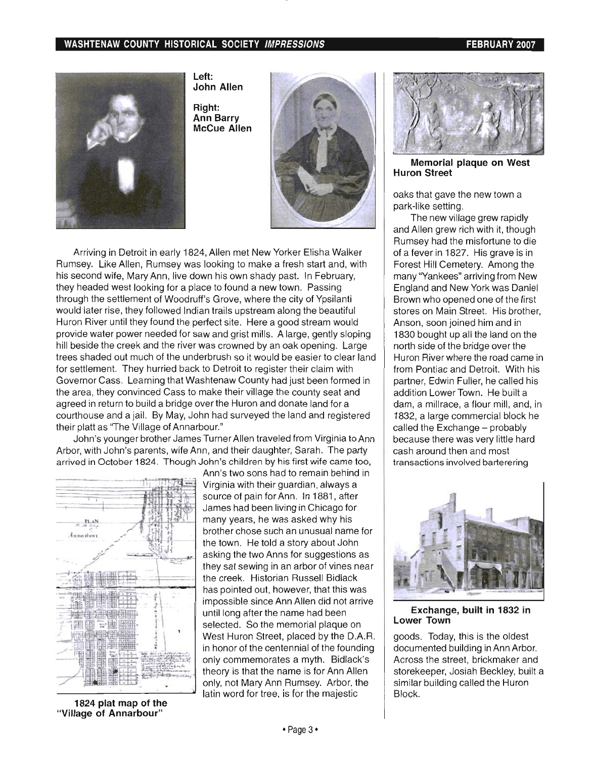Left: **John Allen**

Right: **Ann Barry McCue Allen**

Arriving in Detroit in early 1824, Allen met New Yorker Elisha Walker Rumsey. Like Allen, Rumsey was looking to make a fresh start and, with his second wife, Mary Ann, live down his own shady past. In February, they headed west looking for a place to found a new town. Passing through the settlement of Woodruff's Grove, where the city of Ypsilanti would later rise, they followed Indian trails upstream along the beautiful Huron River until they found the perfect site. Here a good stream would provide water power needed for saw and grist mills. A large, gently sloping hill beside the creek and the river was crowned by an oak opening. Large trees shaded out much of the underbrush so it would be easier to clear land for settlement. They hurried back to Detroit to register their claim with Governor Cass. Learning that Washtenaw County had just been formed in the area, they convinced Cass to make their village the county seat and agreed in return to build a bridge over the Huron and donate land for a courthouse and a jail. By May, John had surveyed the land and registered their platt as "The Village of Annarbour."

John's younger brother James Turner Allen traveled from Virginia to Ann Arbor, with John's parents, wife Ann, and their daughter, Sarah. The party arrived in October 1824. Though John's children by his first wife came too, Ann's two sons had to remain behind in Virginia with their guardian, always a source of pain for Ann. In 1881, after James had been living in Chicago for many years, he was asked why his brother chose such an unusual name for the town. He told a story about John asking the two Anns for suggestions as they sat sewing in an arbor of vines near the creek. Historian Russell Bidlack has pointed out, however, that this was impossible since Ann Allen did not arrive until long after the name had been selected. So the memorial plaque on West Huron Street, placed by the D.A.R. in honor of the centennial of the founding only commemorates a myth. Bidlack's theory is that the name is for Ann Allen only, not Mary Ann Rumsey. Arbor, the latin word for tree, is for the majestic oaks that gave the new town a park-like setting.

**1824 plat map of the "Village of Annarbour"**

**Memorial plaque on West Huron Street**

The new village grew rapidly and Allen grew rich with it, though Rumsey had the misfortune to die of a fever in 1827. His grave is in Forest Hill Cemetery. Among the many "Yankees" arriving from New England and New York was Daniel Brown who opened one of the first stores on Main Street. His brother, Anson, soon joined him and in 1830 bought up all the land on the north side of the bridge over the Huron River where the road came in from Pontiac and Detroit. With his partner, Edwin Fuller, he called his addition Lower Town. He built a dam, a millrace, a flour mill, and, in 1832, a large commercial block he called the Exchange – probably because there was very little hard cash around then and most transactions involved barterering goods. Today, this is the oldest documented building in Ann Arbor. Across the street, brickmaker and storekeeper, Josiah Beckley, built a similar building called the Huron Block.

**Exchange, built in 1832 in Lower Town**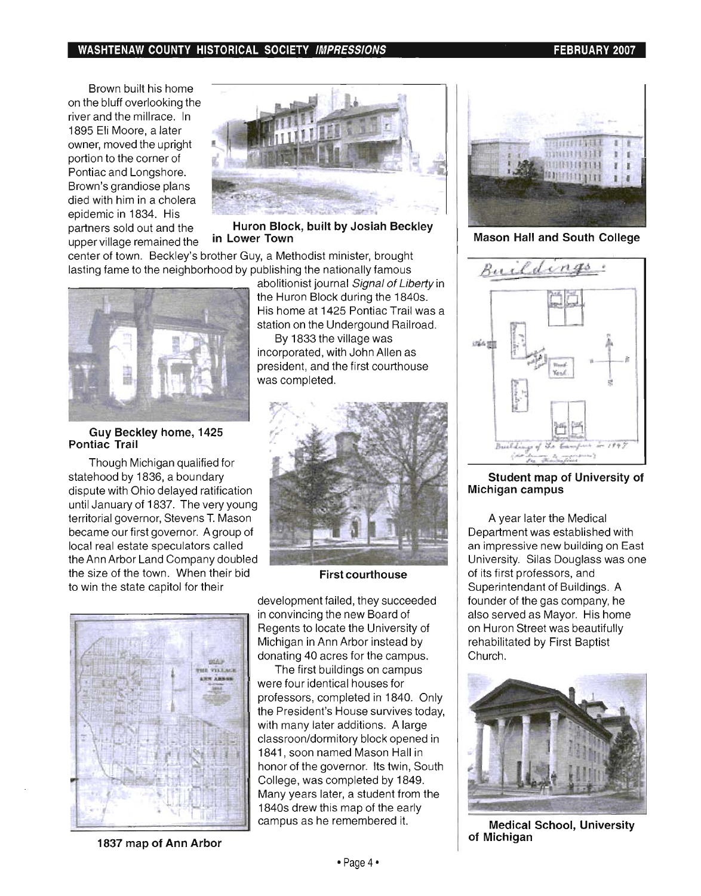Brown built his home on the bluff overlooking the river and the millrace. In 1895 Eli Moore, a later owner, moved the upright portion to the corner of Pontiac and Longshore. Brown's grandiose plans died with him in a cholera epidemic in 1834. His partners sold out and the upper village remained the center of town. Beckley's brother Guy, a Methodist minister, brought lasting fame to the neighborhood by publishing the nationally famous abolitionist journal *Signal of Liberty* in the Huron Block during the 1840s. His home at 1425 Pontiac Trail was a station on the Undergound Railroad.

**Huron Block, built by Josiah Beckley in Lower Town**

By 1833 the village was incorporated, with John Allen as president, and the first courthouse was completed.

**Guy Beckley home, 1425 Pontiac Trail**

Though Michigan qualified for statehood by 1836, a boundary dispute with Ohio delayed ratification until January of 1837. The very young territorial governor, Stevens T. Mason became our first governor. A group of local real estate speculators called the Ann Arbor Land Company doubled the size of the town. When their bid to win the state capitol for their development failed, they succeeded in convincing the new Board of Regents to locate the University of Michigan in Ann Arbor instead by donating 40 acres for the campus.

**First courthouse**

**1837 map of Ann Arbor**

The first buildings on campus were four identical houses for professors, completed in 1840. Only the President's House survives today, with many later additions. A large classroon/dormitory block opened in 1841, soon named Mason Hall in honor of the governor. Its twin, South College, was completed by 1849. Many years later, a student from the 1840s drew this map of the early campus as he remembered it.

**Mason Hall and South College**

**Student map of University of Michigan campus**

A year later the Medical Department was established with an impressive new building on East University. Silas Douglass was one of its first professors, and Superintendant of Buildings. A founder of the gas company, he also served as Mayor. His home on Huron Street was beautifully rehabilitated by First Baptist Church.

**Medical School, University of Michigan**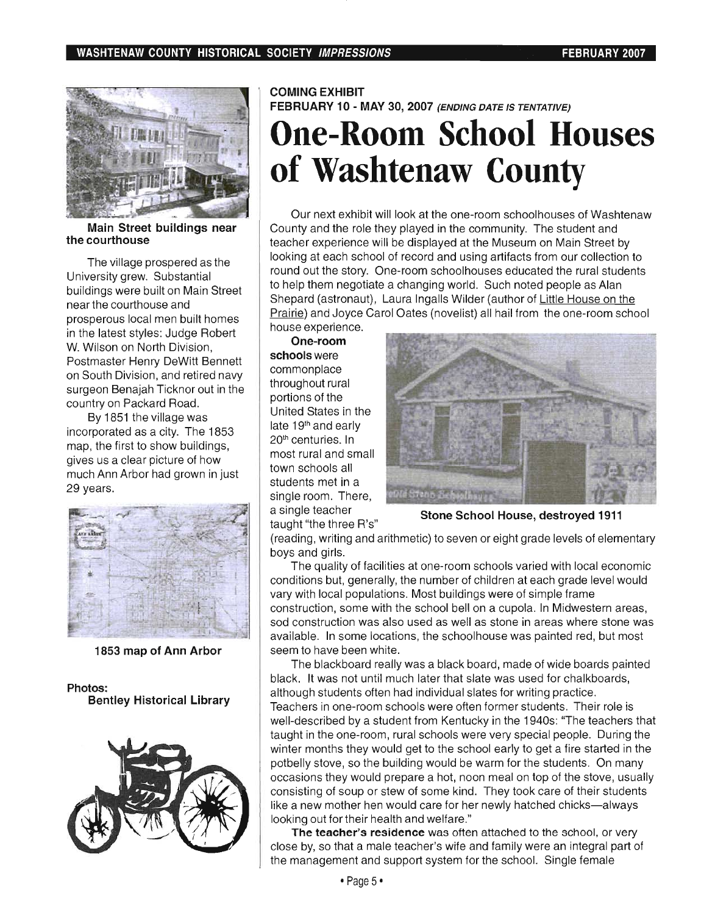**Main Street buildings near the courthouse**

The village prospered as the University grew. Substantial buildings were built on Main Street near the courthouse and prosperous local men built homes in the latest styles: Judge Robert W. Wilson on North Division, Postmaster Henry DeWitt Bennett on South Division, and retired navy surgeon Benajah Ticknor out in the country on Packard Road.

By 1851 the village was incorporated as a city. The 1853 map, the first to show buildings, gives us a clear picture of how much Ann Arbor had grown in just 29 years.

**1853 map of Ann Arbor**

**Photos:**
**Bentley Historical Library**

**COMING EXHIBIT**
**FEBRUARY 10 - MAY 30, 2007** ***(ENDING DATE IS TENTATIVE)***

# One-Room School Houses of Washtenaw County

Our next exhibit will look at the one-room schoolhouses of Washtenaw County and the role they played in the community. The student and teacher experience will be displayed at the Museum on Main Street by looking at each school of record and using artifacts from our collection to round out the story. One-room schoolhouses educated the rural students to help them negotiate a changing world. Such noted people as Alan Shepard (astronaut), Laura Ingalls Wilder (author of Little House on the Prairie) and Joyce Carol Oates (novelist) all hail from the one-room school house experience.

**One-room schools** were commonplace throughout rural portions of the United States in the late 19th and early 20th centuries. In most rural and small town schools all students met in a single room. There, a single teacher taught "the three R's" (reading, writing and arithmetic) to seven or eight grade levels of elementary boys and girls.

**Stone School House, destroyed 1911**

The quality of facilities at one-room schools varied with local economic conditions but, generally, the number of children at each grade level would vary with local populations. Most buildings were of simple frame construction, some with the school bell on a cupola. In Midwestern areas, sod construction was also used as well as stone in areas where stone was available. In some locations, the schoolhouse was painted red, but most seem to have been white.

The blackboard really was a black board, made of wide boards painted black. It was not until much later that slate was used for chalkboards, although students often had individual slates for writing practice.
Teachers in one-room schools were often former students. Their role is well-described by a student from Kentucky in the 1940s: "The teachers that taught in the one-room, rural schools were very special people. During the winter months they would get to the school early to get a fire started in the potbelly stove, so the building would be warm for the students. On many occasions they would prepare a hot, noon meal on top of the stove, usually consisting of soup or stew of some kind. They took care of their students like a new mother hen would care for her newly hatched chicks—always looking out for their health and welfare."

**The teacher's residence** was often attached to the school, or very close by, so that a male teacher's wife and family were an integral part of the management and support system for the school. Single female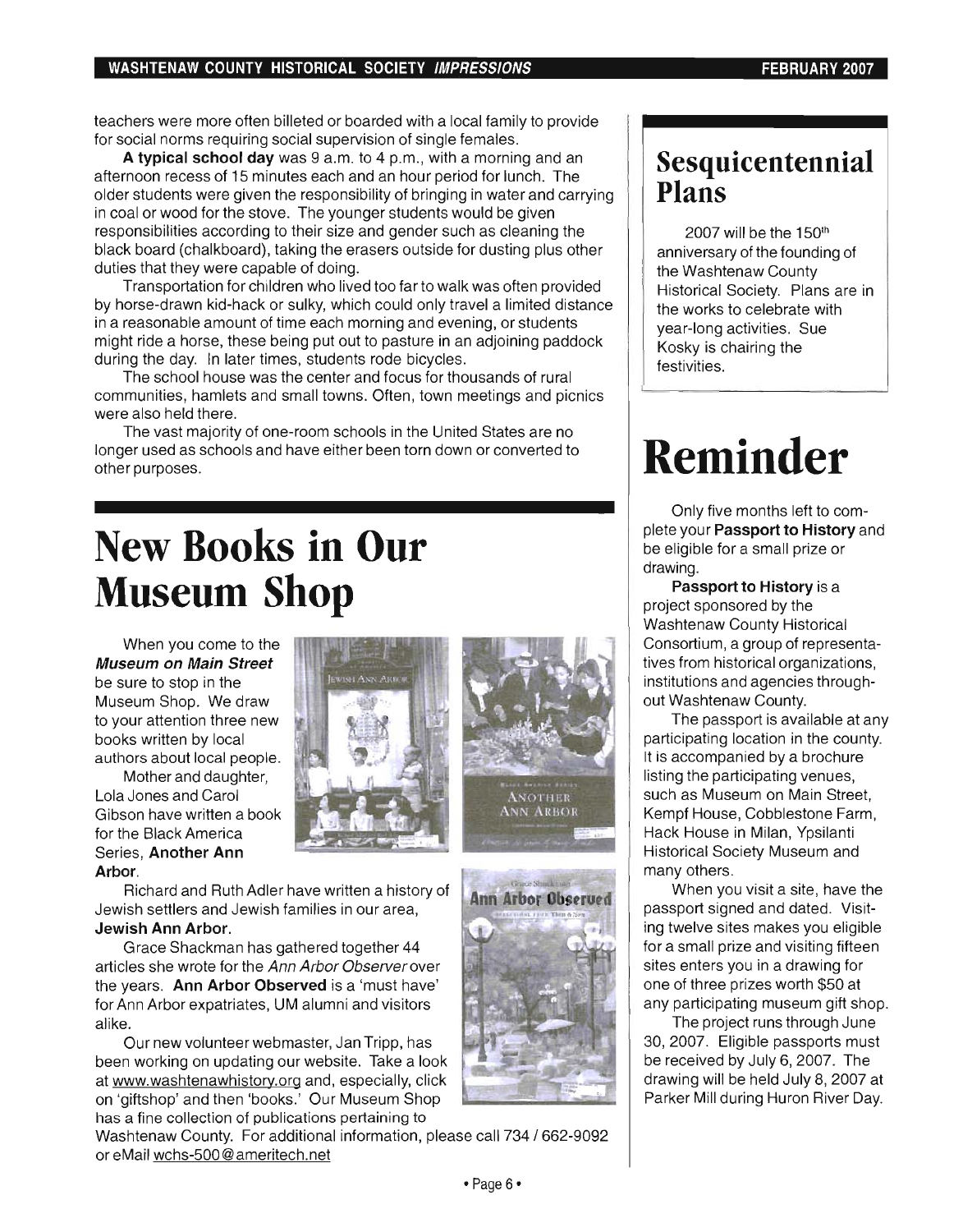teachers were more often billeted or boarded with a local family to provide for social norms requiring social supervision of single females.

**A typical school day** was 9 a.m. to 4 p.m., with a morning and an afternoon recess of 15 minutes each and an hour period for lunch. The older students were given the responsibility of bringing in water and carrying in coal or wood for the stove. The younger students would be given responsibilities according to their size and gender such as cleaning the black board (chalkboard), taking the erasers outside for dusting plus other duties that they were capable of doing.

Transportation for children who lived too far to walk was often provided by horse-drawn kid-hack or sulky, which could only travel a limited distance in a reasonable amount of time each morning and evening, or students might ride a horse, these being put out to pasture in an adjoining paddock during the day. In later times, students rode bicycles.

The school house was the center and focus for thousands of rural communities, hamlets and small towns. Often, town meetings and picnics were also held there.

The vast majority of one-room schools in the United States are no longer used as schools and have either been torn down or converted to other purposes.

# New Books in Our Museum Shop

When you come to the ***Museum on Main Street*** be sure to stop in the Museum Shop. We draw to your attention three new books written by local authors about local people.

Mother and daughter, Lola Jones and Carol Gibson have written a book for the Black America Series, **Another Ann Arbor**.

Richard and Ruth Adler have written a history of Jewish settlers and Jewish families in our area, **Jewish Ann Arbor**.

Grace Shackman has gathered together 44 articles she wrote for the *Ann Arbor Observer* over the years. **Ann Arbor Observed** is a 'must have' for Ann Arbor expatriates, UM alumni and visitors alike.

Our new volunteer webmaster, Jan Tripp, has been working on updating our website. Take a look at www.washtenawhistory.org and, especially, click on 'giftshop' and then 'books.' Our Museum Shop has a fine collection of publications pertaining to Washtenaw County. For additional information, please call 734 / 662-9092 or eMail wchs-500@ameritech.net

## Sesquicentennial Plans

2007 will be the 150th anniversary of the founding of the Washtenaw County Historical Society. Plans are in the works to celebrate with year-long activities. Sue Kosky is chairing the festivities.

# Reminder

Only five months left to complete your **Passport to History** and be eligible for a small prize or drawing.

**Passport to History** is a project sponsored by the Washtenaw County Historical Consortium, a group of representatives from historical organizations, institutions and agencies throughout Washtenaw County.

The passport is available at any participating location in the county. It is accompanied by a brochure listing the participating venues, such as Museum on Main Street, Kempf House, Cobblestone Farm, Hack House in Milan, Ypsilanti Historical Society Museum and many others.

When you visit a site, have the passport signed and dated. Visiting twelve sites makes you eligible for a small prize and visiting fifteen sites enters you in a drawing for one of three prizes worth $50 at any participating museum gift shop.

The project runs through June 30, 2007. Eligible passports must be received by July 6, 2007. The drawing will be held July 8, 2007 at Parker Mill during Huron River Day.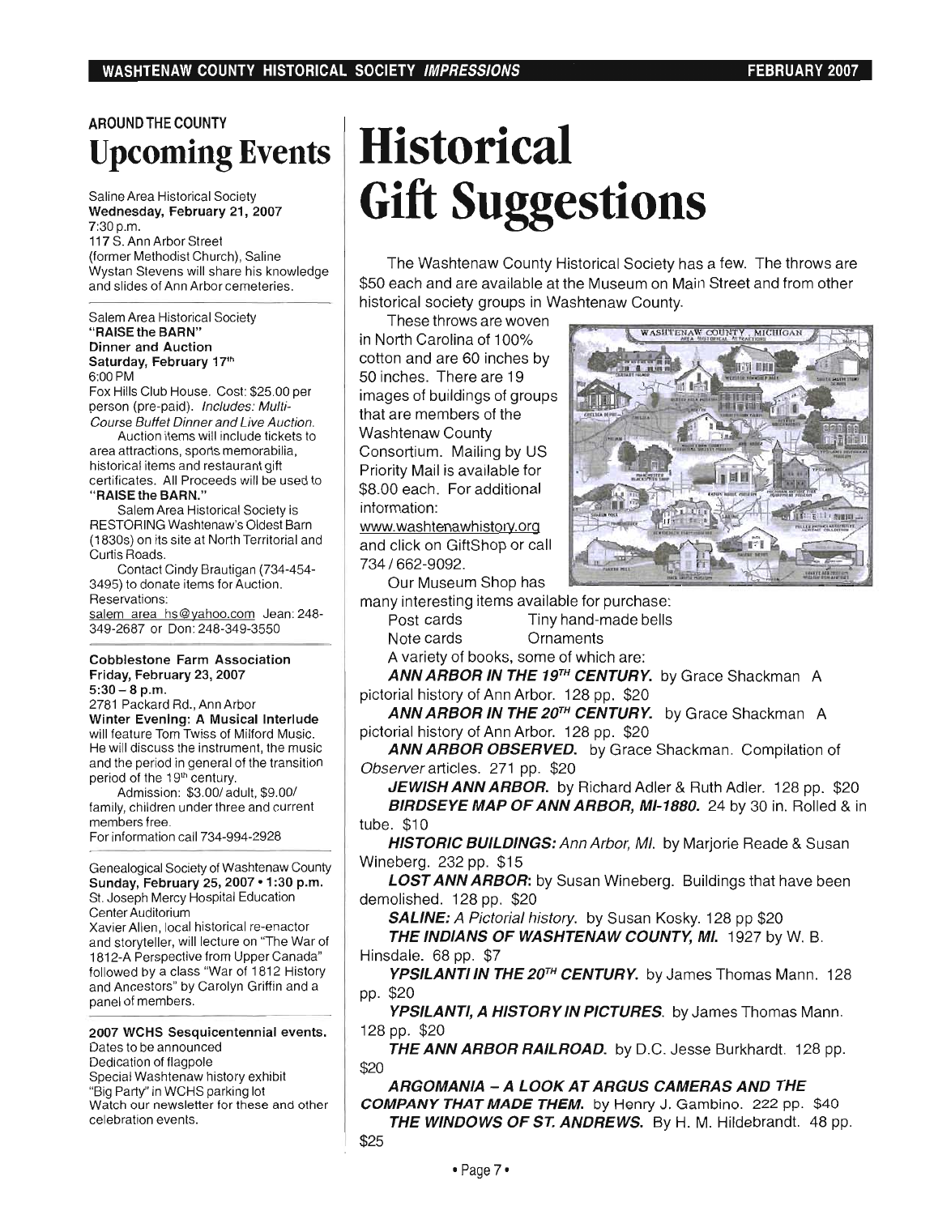AROUND THE COUNTY

## Upcoming Events

Saline Area Historical Society
**Wednesday, February 21, 2007**
7:30 p.m.
117 S. Ann Arbor Street
(former Methodist Church), Saline
Wystan Stevens will share his knowledge and slides of Ann Arbor cemeteries.

---

Salem Area Historical Society
**"RAISE the BARN"**
**Dinner and Auction**
**Saturday, February 17th**
6:00 PM
Fox Hills Club House. Cost: $25.00 per person (pre-paid). *Includes: Multi-Course Buffet Dinner and Live Auction.*

Auction items will include tickets to area attractions, sports memorabilia, historical items and restaurant gift certificates. All Proceeds will be used to **"RAISE the BARN."**

Salem Area Historical Society is RESTORING Washtenaw's Oldest Barn (1830s) on its site at North Territorial and Curtis Roads.

Contact Cindy Brautigan (734-454-3495) to donate items for Auction. Reservations:
salem_area_hs@yahoo.com Jean: 248-349-2687 or Don: 248-349-3550

---

**Cobblestone Farm Association**
**Friday, February 23, 2007**
**5:30 – 8 p.m.**
2781 Packard Rd., Ann Arbor
**Winter Evening: A Musical Interlude** will feature Tom Twiss of Milford Music. He will discuss the instrument, the music and the period in general of the transition period of the 19th century.

Admission: $3.00/ adult, $9.00/ family, children under three and current members free.
For information call 734-994-2928

---

Genealogical Society of Washtenaw County
**Sunday, February 25, 2007 • 1:30 p.m.**
St. Joseph Mercy Hospital Education Center Auditorium
Xavier Allen, local historical re-enactor and storyteller, will lecture on "The War of 1812-A Perspective from Upper Canada" followed by a class "War of 1812 History and Ancestors" by Carolyn Griffin and a panel of members.

---

**2007 WCHS Sesquicentennial events.**
Dates to be announced
Dedication of flagpole
Special Washtenaw history exhibit
"Big Party" in WCHS parking lot
Watch our newsletter for these and other celebration events.

# Historical Gift Suggestions

The Washtenaw County Historical Society has a few. The throws are $50 each and are available at the Museum on Main Street and from other historical society groups in Washtenaw County.

These throws are woven in North Carolina of 100% cotton and are 60 inches by 50 inches. There are 19 images of buildings of groups that are members of the Washtenaw County Consortium. Mailing by US Priority Mail is available for $8.00 each. For additional information: www.washtenawhistory.org and click on GiftShop or call 734 / 662-9092.

Our Museum Shop has many interesting items available for purchase:

- Post cards
- Tiny hand-made bells
- Note cards
- Ornaments

A variety of books, some of which are:

***ANN ARBOR IN THE 19TH CENTURY.*** by Grace Shackman A pictorial history of Ann Arbor. 128 pp. $20

***ANN ARBOR IN THE 20TH CENTURY.*** by Grace Shackman A pictorial history of Ann Arbor. 128 pp. $20

***ANN ARBOR OBSERVED.*** by Grace Shackman. Compilation of *Observer* articles. 271 pp. $20

***JEWISH ANN ARBOR.*** by Richard Adler & Ruth Adler. 128 pp. $20

***BIRDSEYE MAP OF ANN ARBOR, MI-1880.*** 24 by 30 in. Rolled & in tube. $10

***HISTORIC BUILDINGS:*** *Ann Arbor, MI.* by Marjorie Reade & Susan Wineberg. 232 pp. $15

***LOST ANN ARBOR:*** by Susan Wineberg. Buildings that have been demolished. 128 pp. $20

***SALINE:*** *A Pictorial history.* by Susan Kosky. 128 pp $20

***THE INDIANS OF WASHTENAW COUNTY, MI.*** 1927 by W. B. Hinsdale. 68 pp. $7

***YPSILANTI IN THE 20TH CENTURY.*** by James Thomas Mann. 128 pp. $20

***YPSILANTI, A HISTORY IN PICTURES.*** by James Thomas Mann. 128 pp. $20

***THE ANN ARBOR RAILROAD.*** by D.C. Jesse Burkhardt. 128 pp. $20

***ARGOMANIA – A LOOK AT ARGUS CAMERAS AND THE COMPANY THAT MADE THEM.*** by Henry J. Gambino. 222 pp. $40

***THE WINDOWS OF ST. ANDREWS.*** By H. M. Hildebrandt. 48 pp. $25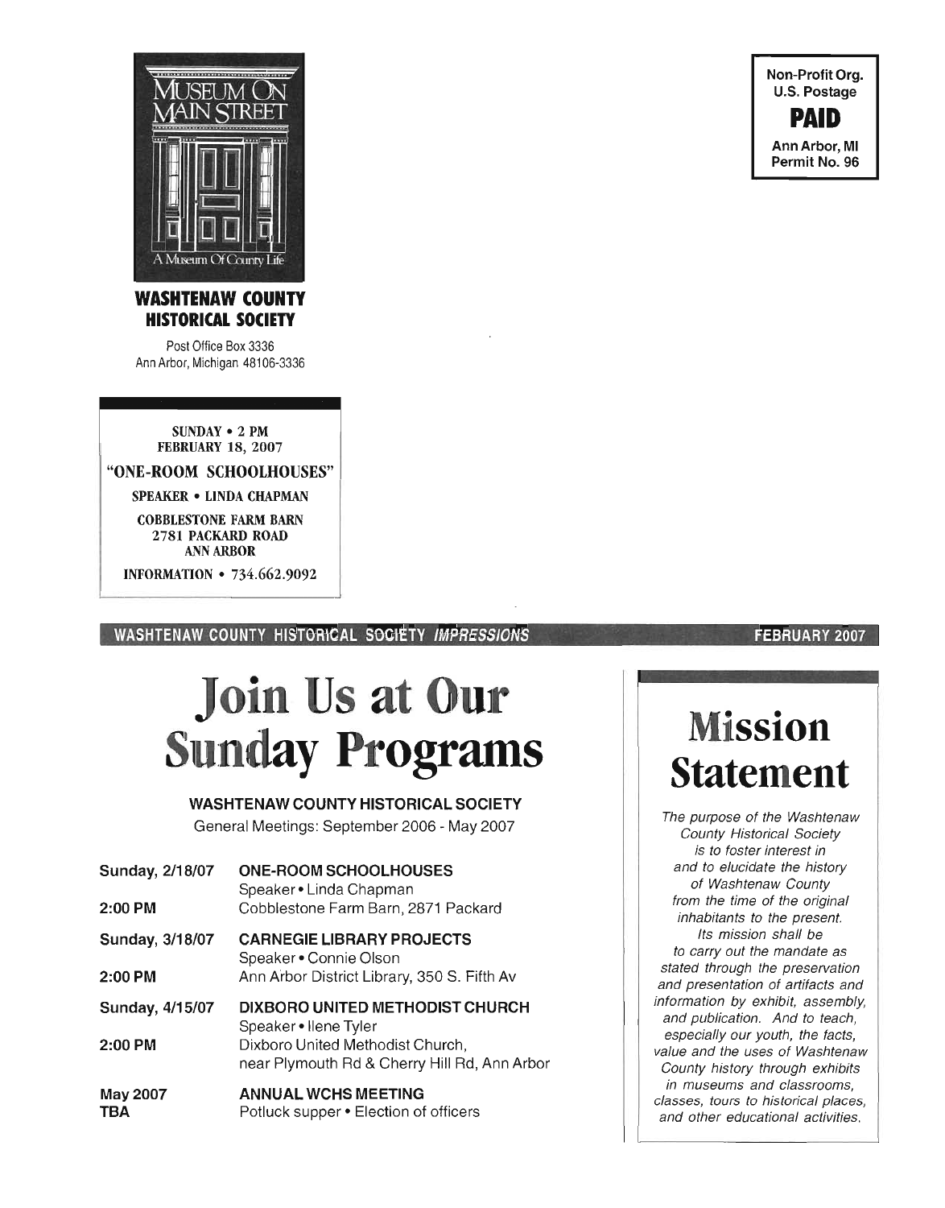MUSEUM ON MAIN STREET

A Museum Of County Life

**WASHTENAW COUNTY HISTORICAL SOCIETY**

Post Office Box 3336
Ann Arbor, Michigan 48106-3336

Non-Profit Org.
U.S. Postage
**PAID**
Ann Arbor, MI
Permit No. 96

SUNDAY • 2 PM
FEBRUARY 18, 2007
"ONE-ROOM SCHOOLHOUSES"
SPEAKER • LINDA CHAPMAN
COBBLESTONE FARM BARN
2781 PACKARD ROAD
ANN ARBOR
INFORMATION • 734.662.9092

WASHTENAW COUNTY HISTORICAL SOCIETY *IMPRESSIONS* FEBRUARY 2007

# Join Us at Our Sunday Programs

**WASHTENAW COUNTY HISTORICAL SOCIETY**

General Meetings: September 2006 - May 2007

| | |
|---|---|
| **Sunday, 2/18/07** | **ONE-ROOM SCHOOLHOUSES** |
| | Speaker • Linda Chapman |
| **2:00 PM** | Cobblestone Farm Barn, 2871 Packard |
| **Sunday, 3/18/07** | **CARNEGIE LIBRARY PROJECTS** |
| | Speaker • Connie Olson |
| **2:00 PM** | Ann Arbor District Library, 350 S. Fifth Av |
| **Sunday, 4/15/07** | **DIXBORO UNITED METHODIST CHURCH** |
| | Speaker • Ilene Tyler |
| **2:00 PM** | Dixboro United Methodist Church, near Plymouth Rd & Cherry Hill Rd, Ann Arbor |
| **May 2007** | **ANNUAL WCHS MEETING** |
| **TBA** | Potluck supper • Election of officers |

# Mission Statement

*The purpose of the Washtenaw County Historical Society is to foster interest in and to elucidate the history of Washtenaw County from the time of the original inhabitants to the present. Its mission shall be to carry out the mandate as stated through the preservation and presentation of artifacts and information by exhibit, assembly, and publication. And to teach, especially our youth, the facts, value and the uses of Washtenaw County history through exhibits in museums and classrooms, classes, tours to historical places, and other educational activities.*